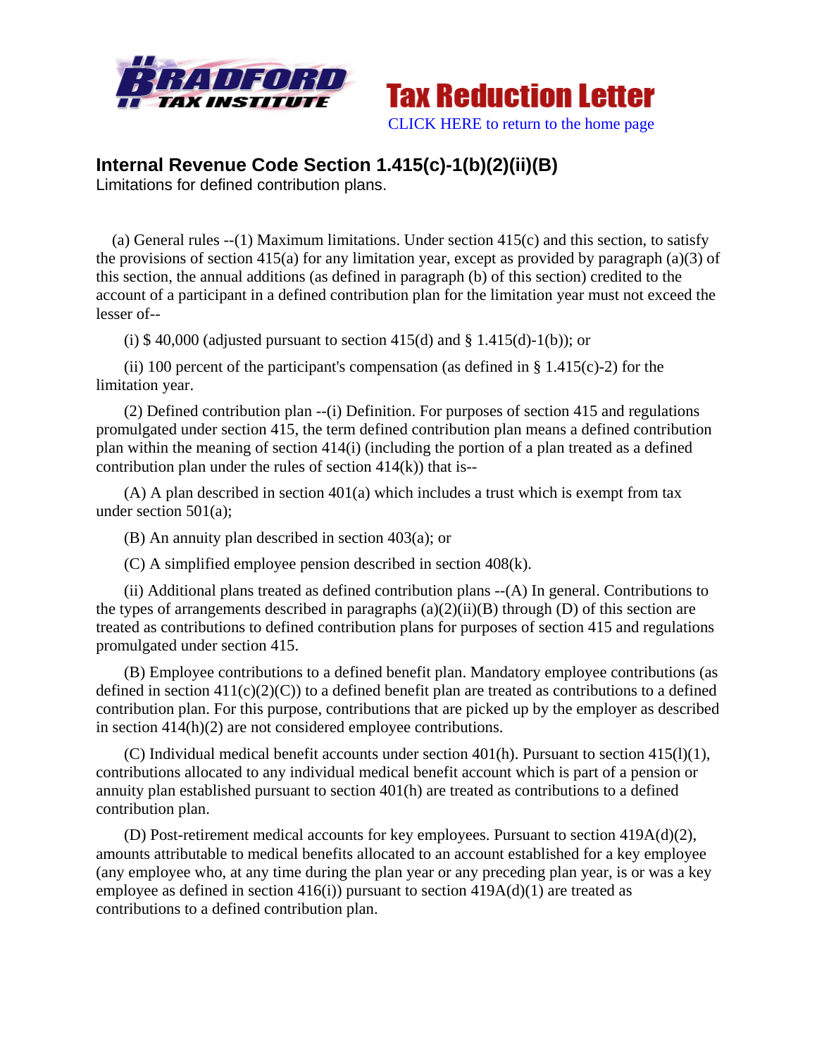**Tax Reduction Letter**

CLICK HERE to return to the home page

# Internal Revenue Code Section 1.415(c)-1(b)(2)(ii)(B)

Limitations for defined contribution plans.

(a) General rules --(1) Maximum limitations. Under section 415(c) and this section, to satisfy the provisions of section 415(a) for any limitation year, except as provided by paragraph (a)(3) of this section, the annual additions (as defined in paragraph (b) of this section) credited to the account of a participant in a defined contribution plan for the limitation year must not exceed the lesser of--

(i) $ 40,000 (adjusted pursuant to section 415(d) and § 1.415(d)-1(b)); or

(ii) 100 percent of the participant's compensation (as defined in § 1.415(c)-2) for the limitation year.

(2) Defined contribution plan --(i) Definition. For purposes of section 415 and regulations promulgated under section 415, the term defined contribution plan means a defined contribution plan within the meaning of section 414(i) (including the portion of a plan treated as a defined contribution plan under the rules of section 414(k)) that is--

(A) A plan described in section 401(a) which includes a trust which is exempt from tax under section 501(a);

(B) An annuity plan described in section 403(a); or

(C) A simplified employee pension described in section 408(k).

(ii) Additional plans treated as defined contribution plans --(A) In general. Contributions to the types of arrangements described in paragraphs (a)(2)(ii)(B) through (D) of this section are treated as contributions to defined contribution plans for purposes of section 415 and regulations promulgated under section 415.

(B) Employee contributions to a defined benefit plan. Mandatory employee contributions (as defined in section 411(c)(2)(C)) to a defined benefit plan are treated as contributions to a defined contribution plan. For this purpose, contributions that are picked up by the employer as described in section 414(h)(2) are not considered employee contributions.

(C) Individual medical benefit accounts under section 401(h). Pursuant to section 415(l)(1), contributions allocated to any individual medical benefit account which is part of a pension or annuity plan established pursuant to section 401(h) are treated as contributions to a defined contribution plan.

(D) Post-retirement medical accounts for key employees. Pursuant to section 419A(d)(2), amounts attributable to medical benefits allocated to an account established for a key employee (any employee who, at any time during the plan year or any preceding plan year, is or was a key employee as defined in section 416(i)) pursuant to section 419A(d)(1) are treated as contributions to a defined contribution plan.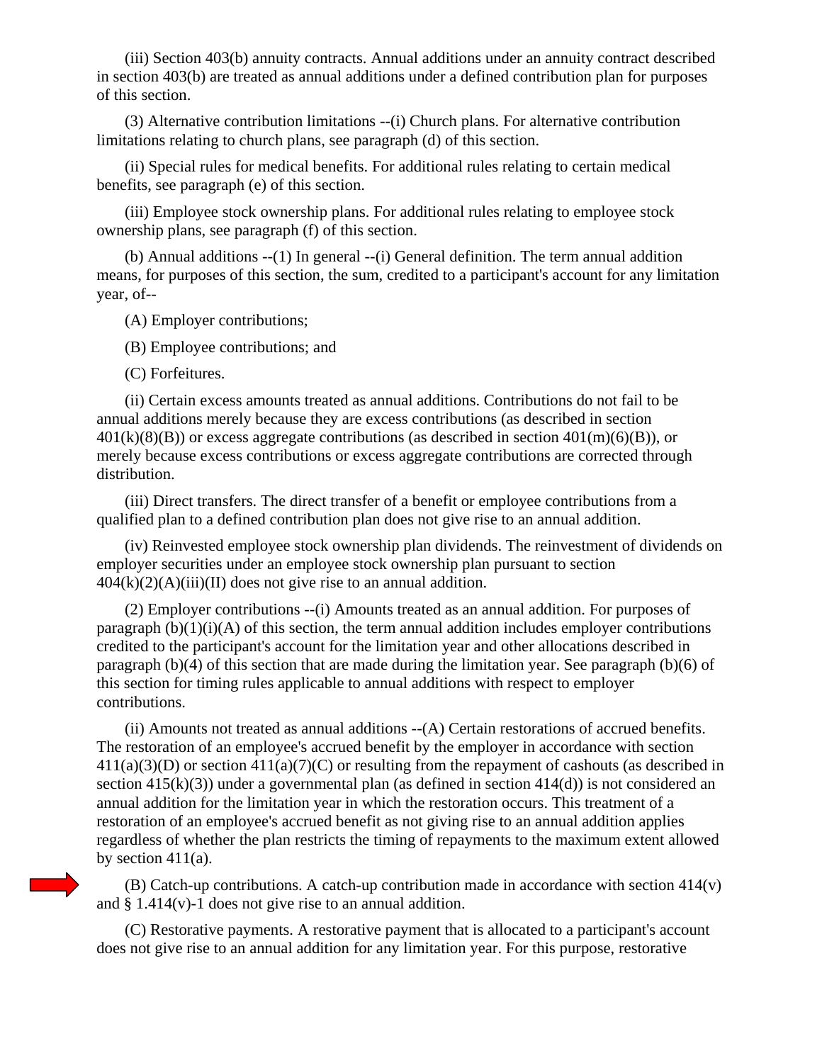(iii) Section 403(b) annuity contracts. Annual additions under an annuity contract described in section 403(b) are treated as annual additions under a defined contribution plan for purposes of this section.

(3) Alternative contribution limitations --(i) Church plans. For alternative contribution limitations relating to church plans, see paragraph (d) of this section.

(ii) Special rules for medical benefits. For additional rules relating to certain medical benefits, see paragraph (e) of this section.

(iii) Employee stock ownership plans. For additional rules relating to employee stock ownership plans, see paragraph (f) of this section.

(b) Annual additions --(1) In general --(i) General definition. The term annual addition means, for purposes of this section, the sum, credited to a participant's account for any limitation year, of--

(A) Employer contributions;

(B) Employee contributions; and

(C) Forfeitures.

(ii) Certain excess amounts treated as annual additions. Contributions do not fail to be annual additions merely because they are excess contributions (as described in section 401(k)(8)(B)) or excess aggregate contributions (as described in section 401(m)(6)(B)), or merely because excess contributions or excess aggregate contributions are corrected through distribution.

(iii) Direct transfers. The direct transfer of a benefit or employee contributions from a qualified plan to a defined contribution plan does not give rise to an annual addition.

(iv) Reinvested employee stock ownership plan dividends. The reinvestment of dividends on employer securities under an employee stock ownership plan pursuant to section 404(k)(2)(A)(iii)(II) does not give rise to an annual addition.

(2) Employer contributions --(i) Amounts treated as an annual addition. For purposes of paragraph (b)(1)(i)(A) of this section, the term annual addition includes employer contributions credited to the participant's account for the limitation year and other allocations described in paragraph (b)(4) of this section that are made during the limitation year. See paragraph (b)(6) of this section for timing rules applicable to annual additions with respect to employer contributions.

(ii) Amounts not treated as annual additions --(A) Certain restorations of accrued benefits. The restoration of an employee's accrued benefit by the employer in accordance with section 411(a)(3)(D) or section 411(a)(7)(C) or resulting from the repayment of cashouts (as described in section 415(k)(3)) under a governmental plan (as defined in section 414(d)) is not considered an annual addition for the limitation year in which the restoration occurs. This treatment of a restoration of an employee's accrued benefit as not giving rise to an annual addition applies regardless of whether the plan restricts the timing of repayments to the maximum extent allowed by section 411(a).

(B) Catch-up contributions. A catch-up contribution made in accordance with section 414(v) and § 1.414(v)-1 does not give rise to an annual addition.

(C) Restorative payments. A restorative payment that is allocated to a participant's account does not give rise to an annual addition for any limitation year. For this purpose, restorative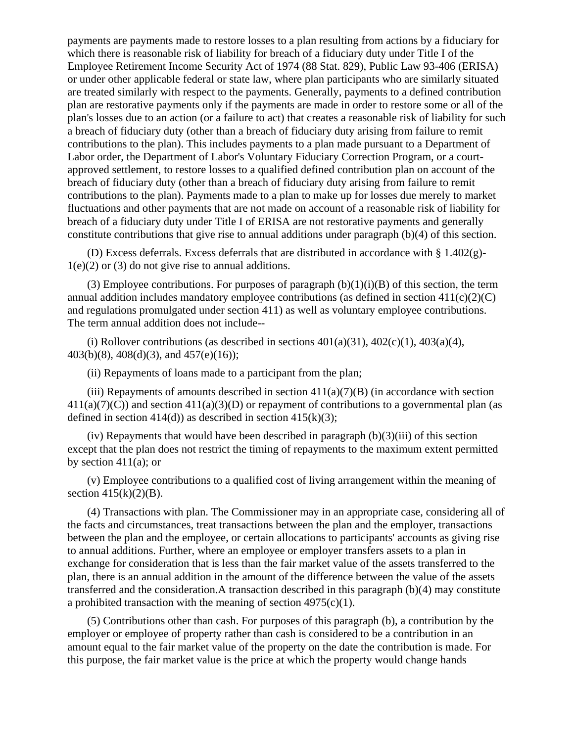payments are payments made to restore losses to a plan resulting from actions by a fiduciary for which there is reasonable risk of liability for breach of a fiduciary duty under Title I of the Employee Retirement Income Security Act of 1974 (88 Stat. 829), Public Law 93-406 (ERISA) or under other applicable federal or state law, where plan participants who are similarly situated are treated similarly with respect to the payments. Generally, payments to a defined contribution plan are restorative payments only if the payments are made in order to restore some or all of the plan's losses due to an action (or a failure to act) that creates a reasonable risk of liability for such a breach of fiduciary duty (other than a breach of fiduciary duty arising from failure to remit contributions to the plan). This includes payments to a plan made pursuant to a Department of Labor order, the Department of Labor's Voluntary Fiduciary Correction Program, or a court-approved settlement, to restore losses to a qualified defined contribution plan on account of the breach of fiduciary duty (other than a breach of fiduciary duty arising from failure to remit contributions to the plan). Payments made to a plan to make up for losses due merely to market fluctuations and other payments that are not made on account of a reasonable risk of liability for breach of a fiduciary duty under Title I of ERISA are not restorative payments and generally constitute contributions that give rise to annual additions under paragraph (b)(4) of this section.

(D) Excess deferrals. Excess deferrals that are distributed in accordance with § 1.402(g)-1(e)(2) or (3) do not give rise to annual additions.

(3) Employee contributions. For purposes of paragraph (b)(1)(i)(B) of this section, the term annual addition includes mandatory employee contributions (as defined in section 411(c)(2)(C) and regulations promulgated under section 411) as well as voluntary employee contributions. The term annual addition does not include--

(i) Rollover contributions (as described in sections 401(a)(31), 402(c)(1), 403(a)(4), 403(b)(8), 408(d)(3), and 457(e)(16));

(ii) Repayments of loans made to a participant from the plan;

(iii) Repayments of amounts described in section 411(a)(7)(B) (in accordance with section 411(a)(7)(C)) and section 411(a)(3)(D) or repayment of contributions to a governmental plan (as defined in section 414(d)) as described in section 415(k)(3);

(iv) Repayments that would have been described in paragraph (b)(3)(iii) of this section except that the plan does not restrict the timing of repayments to the maximum extent permitted by section 411(a); or

(v) Employee contributions to a qualified cost of living arrangement within the meaning of section 415(k)(2)(B).

(4) Transactions with plan. The Commissioner may in an appropriate case, considering all of the facts and circumstances, treat transactions between the plan and the employer, transactions between the plan and the employee, or certain allocations to participants' accounts as giving rise to annual additions. Further, where an employee or employer transfers assets to a plan in exchange for consideration that is less than the fair market value of the assets transferred to the plan, there is an annual addition in the amount of the difference between the value of the assets transferred and the consideration.A transaction described in this paragraph (b)(4) may constitute a prohibited transaction with the meaning of section 4975(c)(1).

(5) Contributions other than cash. For purposes of this paragraph (b), a contribution by the employer or employee of property rather than cash is considered to be a contribution in an amount equal to the fair market value of the property on the date the contribution is made. For this purpose, the fair market value is the price at which the property would change hands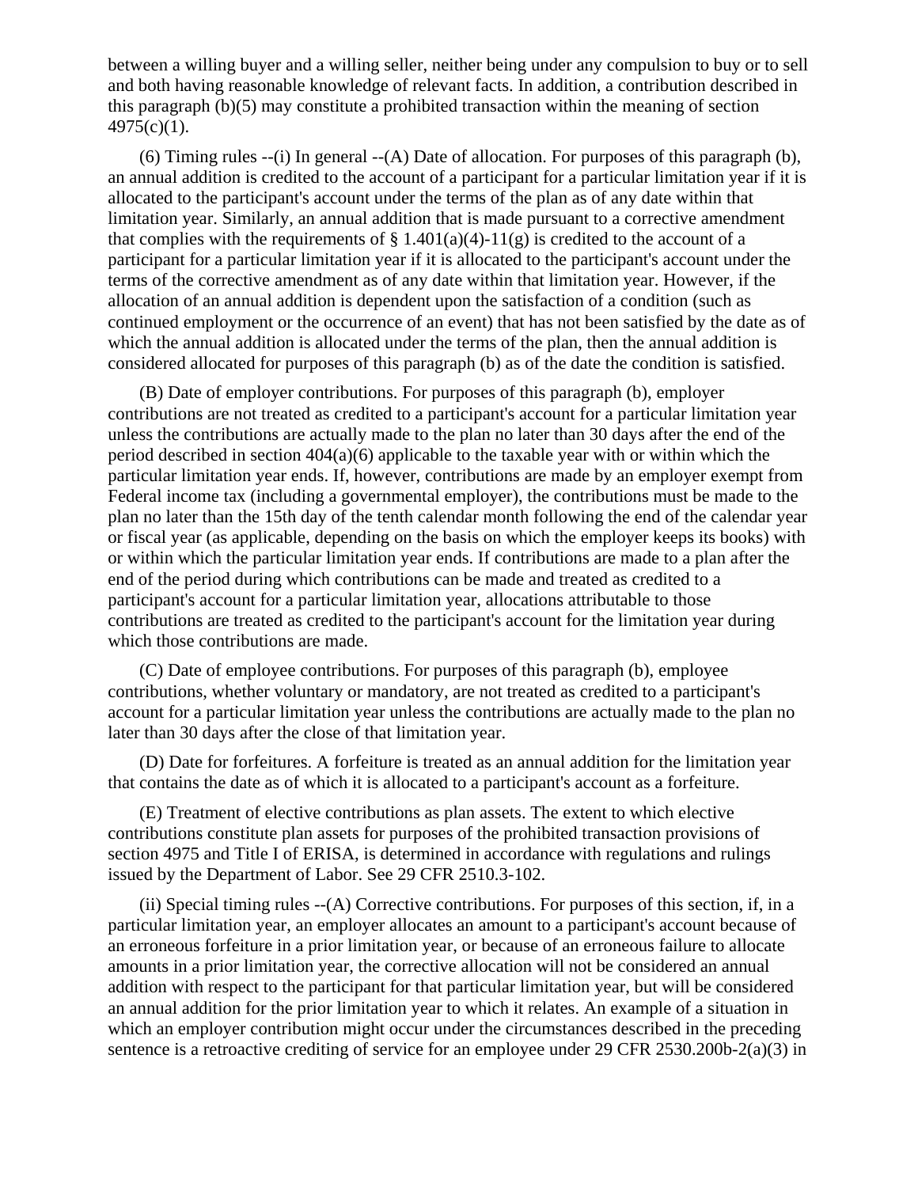between a willing buyer and a willing seller, neither being under any compulsion to buy or to sell and both having reasonable knowledge of relevant facts. In addition, a contribution described in this paragraph (b)(5) may constitute a prohibited transaction within the meaning of section 4975(c)(1).

(6) Timing rules --(i) In general --(A) Date of allocation. For purposes of this paragraph (b), an annual addition is credited to the account of a participant for a particular limitation year if it is allocated to the participant's account under the terms of the plan as of any date within that limitation year. Similarly, an annual addition that is made pursuant to a corrective amendment that complies with the requirements of § 1.401(a)(4)-11(g) is credited to the account of a participant for a particular limitation year if it is allocated to the participant's account under the terms of the corrective amendment as of any date within that limitation year. However, if the allocation of an annual addition is dependent upon the satisfaction of a condition (such as continued employment or the occurrence of an event) that has not been satisfied by the date as of which the annual addition is allocated under the terms of the plan, then the annual addition is considered allocated for purposes of this paragraph (b) as of the date the condition is satisfied.

(B) Date of employer contributions. For purposes of this paragraph (b), employer contributions are not treated as credited to a participant's account for a particular limitation year unless the contributions are actually made to the plan no later than 30 days after the end of the period described in section 404(a)(6) applicable to the taxable year with or within which the particular limitation year ends. If, however, contributions are made by an employer exempt from Federal income tax (including a governmental employer), the contributions must be made to the plan no later than the 15th day of the tenth calendar month following the end of the calendar year or fiscal year (as applicable, depending on the basis on which the employer keeps its books) with or within which the particular limitation year ends. If contributions are made to a plan after the end of the period during which contributions can be made and treated as credited to a participant's account for a particular limitation year, allocations attributable to those contributions are treated as credited to the participant's account for the limitation year during which those contributions are made.

(C) Date of employee contributions. For purposes of this paragraph (b), employee contributions, whether voluntary or mandatory, are not treated as credited to a participant's account for a particular limitation year unless the contributions are actually made to the plan no later than 30 days after the close of that limitation year.

(D) Date for forfeitures. A forfeiture is treated as an annual addition for the limitation year that contains the date as of which it is allocated to a participant's account as a forfeiture.

(E) Treatment of elective contributions as plan assets. The extent to which elective contributions constitute plan assets for purposes of the prohibited transaction provisions of section 4975 and Title I of ERISA, is determined in accordance with regulations and rulings issued by the Department of Labor. See 29 CFR 2510.3-102.

(ii) Special timing rules --(A) Corrective contributions. For purposes of this section, if, in a particular limitation year, an employer allocates an amount to a participant's account because of an erroneous forfeiture in a prior limitation year, or because of an erroneous failure to allocate amounts in a prior limitation year, the corrective allocation will not be considered an annual addition with respect to the participant for that particular limitation year, but will be considered an annual addition for the prior limitation year to which it relates. An example of a situation in which an employer contribution might occur under the circumstances described in the preceding sentence is a retroactive crediting of service for an employee under 29 CFR 2530.200b-2(a)(3) in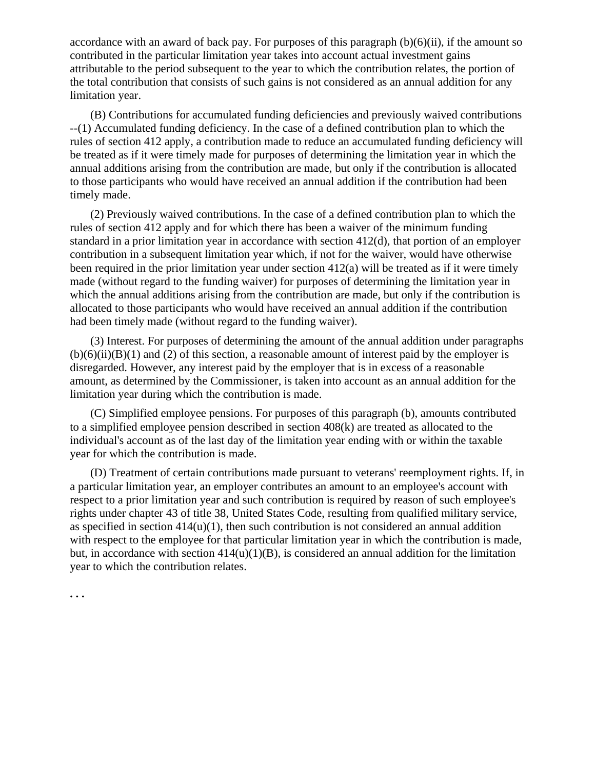accordance with an award of back pay. For purposes of this paragraph (b)(6)(ii), if the amount so contributed in the particular limitation year takes into account actual investment gains attributable to the period subsequent to the year to which the contribution relates, the portion of the total contribution that consists of such gains is not considered as an annual addition for any limitation year.

(B) Contributions for accumulated funding deficiencies and previously waived contributions --(1) Accumulated funding deficiency. In the case of a defined contribution plan to which the rules of section 412 apply, a contribution made to reduce an accumulated funding deficiency will be treated as if it were timely made for purposes of determining the limitation year in which the annual additions arising from the contribution are made, but only if the contribution is allocated to those participants who would have received an annual addition if the contribution had been timely made.

(2) Previously waived contributions. In the case of a defined contribution plan to which the rules of section 412 apply and for which there has been a waiver of the minimum funding standard in a prior limitation year in accordance with section 412(d), that portion of an employer contribution in a subsequent limitation year which, if not for the waiver, would have otherwise been required in the prior limitation year under section 412(a) will be treated as if it were timely made (without regard to the funding waiver) for purposes of determining the limitation year in which the annual additions arising from the contribution are made, but only if the contribution is allocated to those participants who would have received an annual addition if the contribution had been timely made (without regard to the funding waiver).

(3) Interest. For purposes of determining the amount of the annual addition under paragraphs (b)(6)(ii)(B)(1) and (2) of this section, a reasonable amount of interest paid by the employer is disregarded. However, any interest paid by the employer that is in excess of a reasonable amount, as determined by the Commissioner, is taken into account as an annual addition for the limitation year during which the contribution is made.

(C) Simplified employee pensions. For purposes of this paragraph (b), amounts contributed to a simplified employee pension described in section 408(k) are treated as allocated to the individual's account as of the last day of the limitation year ending with or within the taxable year for which the contribution is made.

(D) Treatment of certain contributions made pursuant to veterans' reemployment rights. If, in a particular limitation year, an employer contributes an amount to an employee's account with respect to a prior limitation year and such contribution is required by reason of such employee's rights under chapter 43 of title 38, United States Code, resulting from qualified military service, as specified in section 414(u)(1), then such contribution is not considered an annual addition with respect to the employee for that particular limitation year in which the contribution is made, but, in accordance with section 414(u)(1)(B), is considered an annual addition for the limitation year to which the contribution relates.

. . .